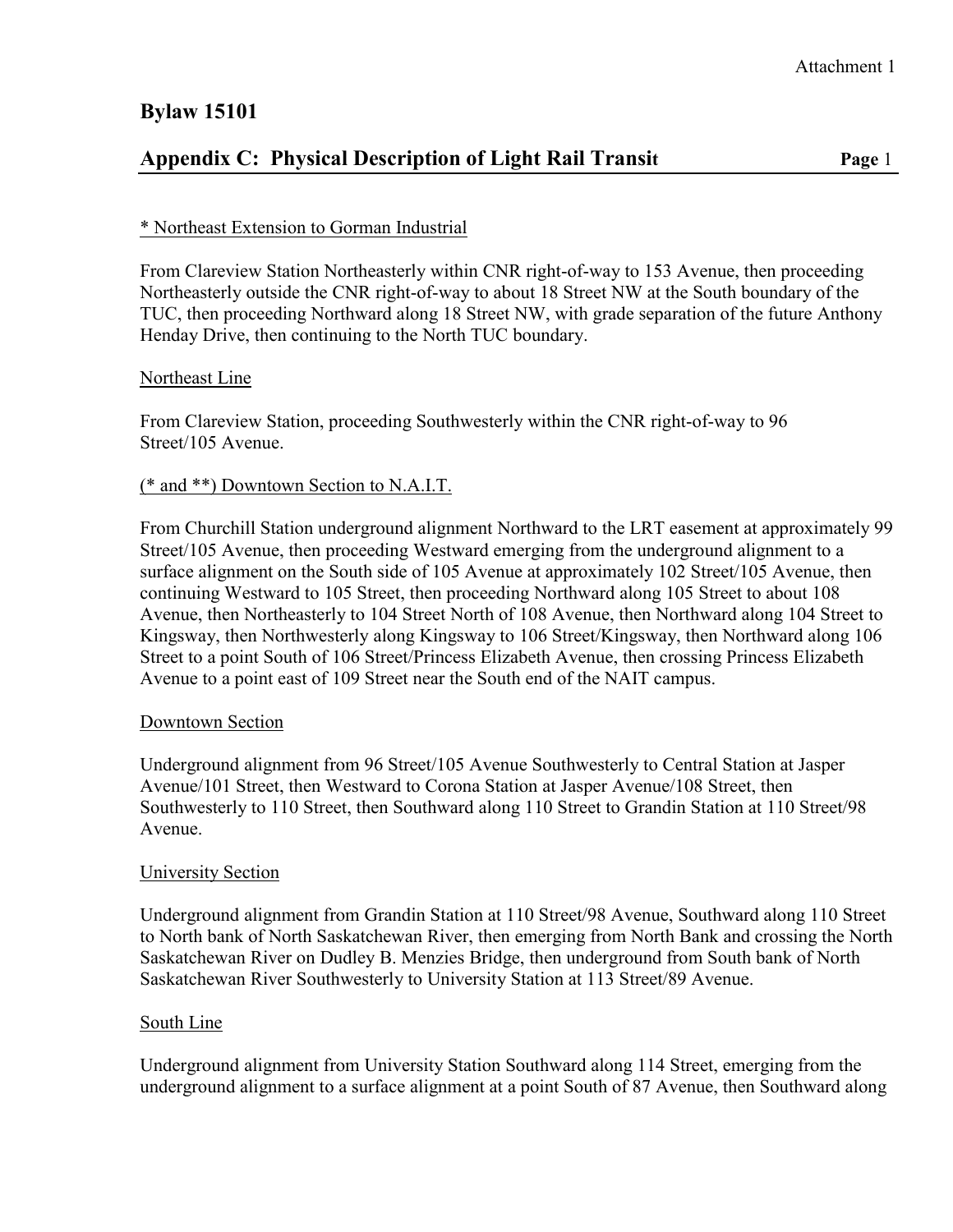Attachment 1

# Bylaw 15101

## Appendix C: Physical Description of Light Rail Transit

* Northeast Extension to Gorman Industrial

From Clareview Station Northeasterly within CNR right-of-way to 153 Avenue, then proceeding Northeasterly outside the CNR right-of-way to about 18 Street NW at the South boundary of the TUC, then proceeding Northward along 18 Street NW, with grade separation of the future Anthony Henday Drive, then continuing to the North TUC boundary.

Northeast Line

From Clareview Station, proceeding Southwesterly within the CNR right-of-way to 96 Street/105 Avenue.

(* and **) Downtown Section to N.A.I.T.

From Churchill Station underground alignment Northward to the LRT easement at approximately 99 Street/105 Avenue, then proceeding Westward emerging from the underground alignment to a surface alignment on the South side of 105 Avenue at approximately 102 Street/105 Avenue, then continuing Westward to 105 Street, then proceeding Northward along 105 Street to about 108 Avenue, then Northeasterly to 104 Street North of 108 Avenue, then Northward along 104 Street to Kingsway, then Northwesterly along Kingsway to 106 Street/Kingsway, then Northward along 106 Street to a point South of 106 Street/Princess Elizabeth Avenue, then crossing Princess Elizabeth Avenue to a point east of 109 Street near the South end of the NAIT campus.

Downtown Section

Underground alignment from 96 Street/105 Avenue Southwesterly to Central Station at Jasper Avenue/101 Street, then Westward to Corona Station at Jasper Avenue/108 Street, then Southwesterly to 110 Street, then Southward along 110 Street to Grandin Station at 110 Street/98 Avenue.

University Section

Underground alignment from Grandin Station at 110 Street/98 Avenue, Southward along 110 Street to North bank of North Saskatchewan River, then emerging from North Bank and crossing the North Saskatchewan River on Dudley B. Menzies Bridge, then underground from South bank of North Saskatchewan River Southwesterly to University Station at 113 Street/89 Avenue.

South Line

Underground alignment from University Station Southward along 114 Street, emerging from the underground alignment to a surface alignment at a point South of 87 Avenue, then Southward along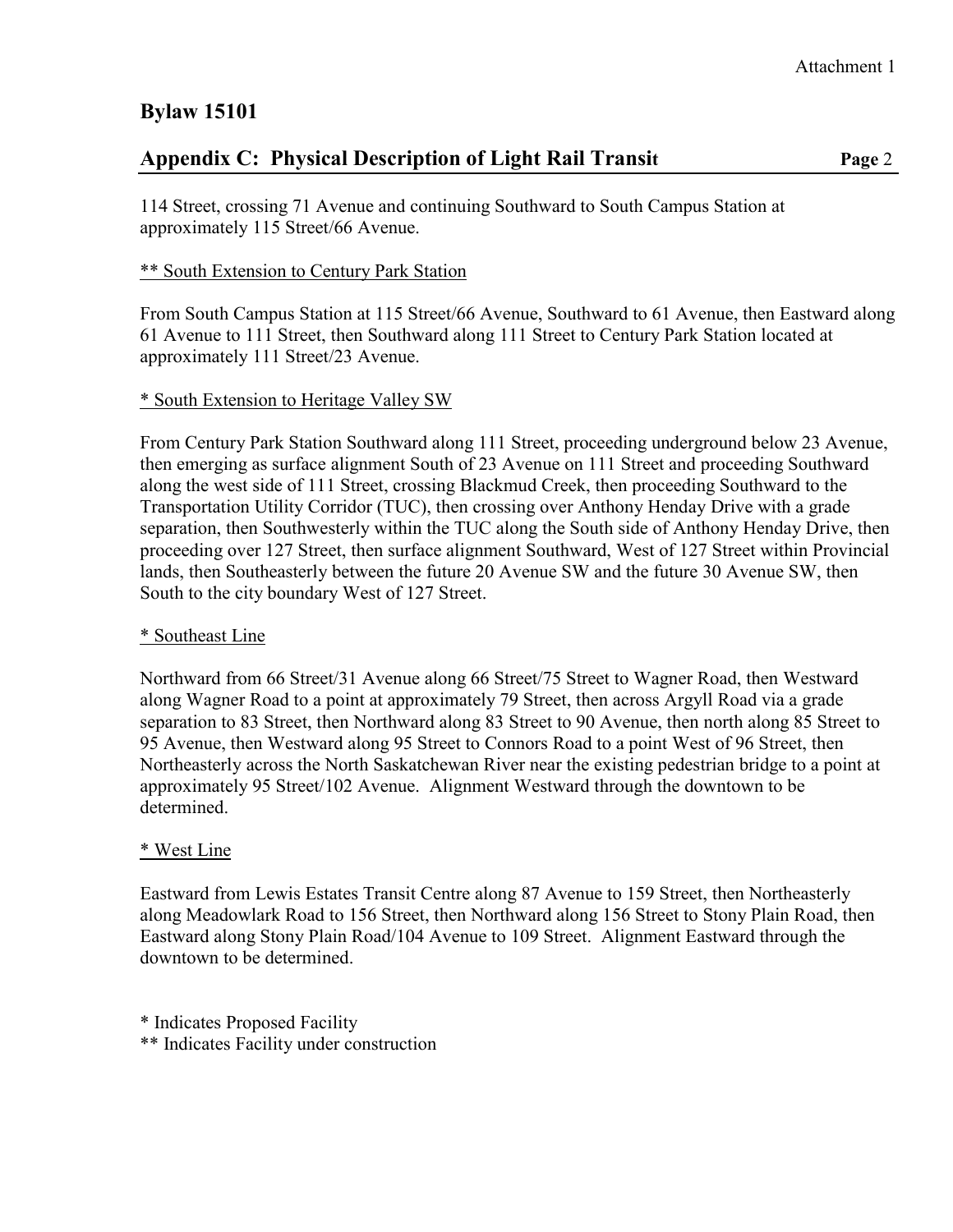114 Street, crossing 71 Avenue and continuing Southward to South Campus Station at approximately 115 Street/66 Avenue.

** South Extension to Century Park Station

From South Campus Station at 115 Street/66 Avenue, Southward to 61 Avenue, then Eastward along 61 Avenue to 111 Street, then Southward along 111 Street to Century Park Station located at approximately 111 Street/23 Avenue.

* South Extension to Heritage Valley SW

From Century Park Station Southward along 111 Street, proceeding underground below 23 Avenue, then emerging as surface alignment South of 23 Avenue on 111 Street and proceeding Southward along the west side of 111 Street, crossing Blackmud Creek, then proceeding Southward to the Transportation Utility Corridor (TUC), then crossing over Anthony Henday Drive with a grade separation, then Southwesterly within the TUC along the South side of Anthony Henday Drive, then proceeding over 127 Street, then surface alignment Southward, West of 127 Street within Provincial lands, then Southeasterly between the future 20 Avenue SW and the future 30 Avenue SW, then South to the city boundary West of 127 Street.

* Southeast Line

Northward from 66 Street/31 Avenue along 66 Street/75 Street to Wagner Road, then Westward along Wagner Road to a point at approximately 79 Street, then across Argyll Road via a grade separation to 83 Street, then Northward along 83 Street to 90 Avenue, then north along 85 Street to 95 Avenue, then Westward along 95 Street to Connors Road to a point West of 96 Street, then Northeasterly across the North Saskatchewan River near the existing pedestrian bridge to a point at approximately 95 Street/102 Avenue. Alignment Westward through the downtown to be determined.

* West Line

Eastward from Lewis Estates Transit Centre along 87 Avenue to 159 Street, then Northeasterly along Meadowlark Road to 156 Street, then Northward along 156 Street to Stony Plain Road, then Eastward along Stony Plain Road/104 Avenue to 109 Street. Alignment Eastward through the downtown to be determined.

\* Indicates Proposed Facility

** Indicates Facility under construction